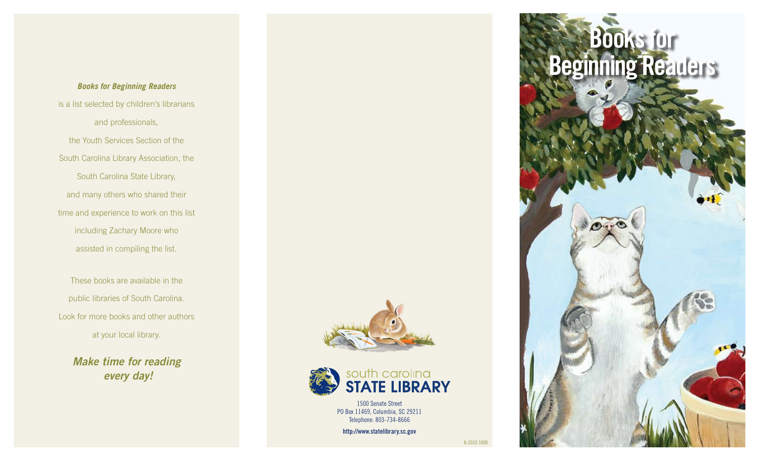***Books for Beginning Readers***

is a list selected by children's librarians and professionals, the Youth Services Section of the South Carolina Library Association, the South Carolina State Library, and many others who shared their time and experience to work on this list including Zachary Moore who assisted in compiling the list.

These books are available in the public libraries of South Carolina. Look for more books and other authors at your local library.

***Make time for reading every day!***

south carolina
**STATE LIBRARY**

1500 Senate Street
PO Box 11469, Columbia, SC 29211
Telephone: 803-734-8666

**http://www.statelibrary.sc.gov**

8-2010 1000

# Books for Beginning Readers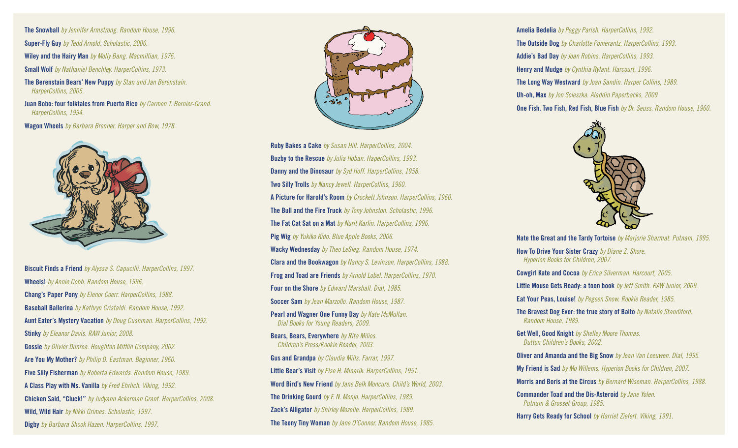**The Snowball** *by Jennifer Armstrong. Random House, 1996.*

**Super-Fly Guy** *by Tedd Arnold. Scholastic, 2006.*

**Wiley and the Hairy Man** *by Molly Bang. Macmillian, 1976.*

**Small Wolf** *by Nathaniel Benchley. HarperCollins, 1973.*

**The Berenstain Bears' New Puppy** *by Stan and Jan Berenstain. HarperCollins, 2005.*

**Juan Bobo: four folktales from Puerto Rico** *by Carmen T. Bernier-Grand. HarperCollins, 1994.*

**Wagon Wheels** *by Barbara Brenner. Harper and Row, 1978.*

**Biscuit Finds a Friend** *by Alyssa S. Capucilli. HarperCollins, 1997.*

**Wheels!** *by Annie Cobb. Random House, 1996.*

**Chang's Paper Pony** *by Elenor Coerr. HarperCollins, 1988.*

**Baseball Ballerina** *by Kathryn Cristaldi. Random House, 1992.*

**Aunt Eater's Mystery Vacation** *by Doug Cushman. HarperCollins, 1992.*

**Stinky** *by Eleanor Davis. RAW Junior, 2008.*

**Gossie** *by Olivier Dunrea. Houghton Mifflin Company, 2002.*

**Are You My Mother?** *by Philip D. Eastman. Beginner, 1960.*

**Five Silly Fisherman** *by Roberta Edwards. Random House, 1989.*

**A Class Play with Ms. Vanilla** *by Fred Ehrlich. Viking, 1992.*

**Chicken Said, "Cluck!"** *by Judyann Ackerman Grant. HarperCollins, 2008.*

**Wild, Wild Hair** *by Nikki Grimes. Scholastic, 1997.*

**Digby** *by Barbara Shook Hazen. HarperCollins, 1997.*

**Ruby Bakes a Cake** *by Susan Hill. HarperCollins, 2004.*

**Buzby to the Rescue** *by Julia Hoban. HaperCollins, 1993.*

**Danny and the Dinosaur** *by Syd Hoff. HarperCollins, 1958.*

**Two Silly Trolls** *by Nancy Jewell. HarperCollins, 1960.*

**A Picture for Harold's Room** *by Crockett Johnson. HarperCollins, 1960.*

**The Bull and the Fire Truck** *by Tony Johnston. Scholastic, 1996.*

**The Fat Cat Sat on a Mat** *by Nurit Karlin. HarperCollins, 1996.*

**Pig Wig** *by Yukiko Kido. Blue Apple Books, 2006.*

**Wacky Wednesday** *by Theo LeSieg. Random House, 1974.*

**Clara and the Bookwagon** *by Nancy S. Levinson. HarperCollins, 1988.*

**Frog and Toad are Friends** *by Arnold Lobel. HarperCollins, 1970.*

**Four on the Shore** *by Edward Marshall. Dial, 1985.*

**Soccer Sam** *by Jean Marzollo. Random House, 1987.*

**Pearl and Wagner One Funny Day** *by Kate McMullan. Dial Books for Young Readers, 2009.*

**Bears, Bears, Everywhere** *by Rita Milios. Children's Press/Rookie Reader, 2003.*

**Gus and Grandpa** *by Claudia Mills. Farrar, 1997.*

**Little Bear's Visit** *by Else H. Minarik. HarperCollins, 1951.*

**Word Bird's New Friend** *by Jane Belk Moncure. Child's World, 2003.*

**The Drinking Gourd** *by F. N. Monjo. HarperCollins, 1989.*

**Zack's Alligator** *by Shirley Mozelle. HarperCollins, 1989.*

**The Teeny Tiny Woman** *by Jane O'Connor. Random House, 1985.*

**Amelia Bedelia** *by Peggy Parish. HarperCollins, 1992.*

**The Outside Dog** *by Charlotte Pomerantz. HarperCollins, 1993.*

**Addie's Bad Day** *by Joan Robins. HarperCollins, 1993.*

**Henry and Mudge** *by Cynthia Rylant. Harcourt, 1996.*

**The Long Way Westward** *by Joan Sandin. Harper Collins, 1989.*

**Uh-oh, Max** *by Jon Scieszka. Aladdin Paperbacks, 2009*

**One Fish, Two Fish, Red Fish, Blue Fish** *by Dr. Seuss. Random House, 1960.*

**Nate the Great and the Tardy Tortoise** *by Marjorie Sharmat. Putnam, 1995.*

**How To Drive Your Sister Crazy** *by Diane Z. Shore. Hyperion Books for Children, 2007.*

**Cowgirl Kate and Cocoa** *by Erica Silverman. Harcourt, 2005.*

**Little Mouse Gets Ready: a toon book** *by Jeff Smith. RAW Junior, 2009.*

**Eat Your Peas, Louise!** *by Pegeen Snow. Rookie Reader, 1985.*

**The Bravest Dog Ever: the true story of Balto** *by Natalie Standiford. Random House, 1989.*

**Get Well, Good Knight** *by Shelley Moore Thomas. Dutton Children's Books, 2002.*

**Oliver and Amanda and the Big Snow** *by Jean Van Leeuwen. Dial, 1995.*

**My Friend is Sad** *by Mo Willems. Hyperion Books for Children, 2007.*

**Morris and Boris at the Circus** *by Bernard Wiseman. HarperCollins, 1988.*

**Commander Toad and the Dis-Asteroid** *by Jane Yolen. Putnam & Grosset Group, 1985.*

**Harry Gets Ready for School** *by Harriet Ziefert. Viking, 1991.*